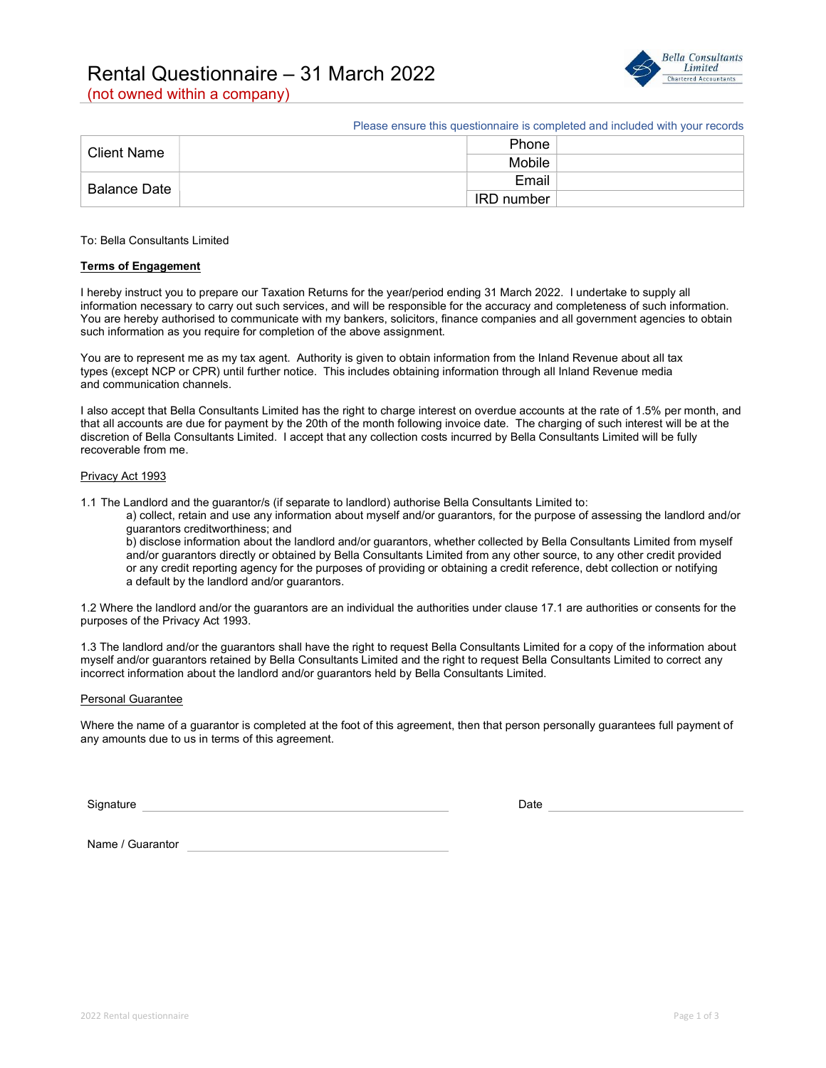# Rental Questionnaire – 31 March 2022

(not owned within a company)

Bella Consultants Limited
Chartered Accountants

Please ensure this questionnaire is completed and included with your records

| Client Name | | Phone | |
|---|---|---|---|
| | | Mobile | |
| Balance Date | | Email | |
| | | IRD number | |

To: Bella Consultants Limited

**Terms of Engagement**

I hereby instruct you to prepare our Taxation Returns for the year/period ending 31 March 2022. I undertake to supply all information necessary to carry out such services, and will be responsible for the accuracy and completeness of such information. You are hereby authorised to communicate with my bankers, solicitors, finance companies and all government agencies to obtain such information as you require for completion of the above assignment.

You are to represent me as my tax agent. Authority is given to obtain information from the Inland Revenue about all tax types (except NCP or CPR) until further notice. This includes obtaining information through all Inland Revenue media and communication channels.

I also accept that Bella Consultants Limited has the right to charge interest on overdue accounts at the rate of 1.5% per month, and that all accounts are due for payment by the 20th of the month following invoice date. The charging of such interest will be at the discretion of Bella Consultants Limited. I accept that any collection costs incurred by Bella Consultants Limited will be fully recoverable from me.

Privacy Act 1993

1.1 The Landlord and the guarantor/s (if separate to landlord) authorise Bella Consultants Limited to:

a) collect, retain and use any information about myself and/or guarantors, for the purpose of assessing the landlord and/or guarantors creditworthiness; and

b) disclose information about the landlord and/or guarantors, whether collected by Bella Consultants Limited from myself and/or guarantors directly or obtained by Bella Consultants Limited from any other source, to any other credit provided or any credit reporting agency for the purposes of providing or obtaining a credit reference, debt collection or notifying a default by the landlord and/or guarantors.

1.2 Where the landlord and/or the guarantors are an individual the authorities under clause 17.1 are authorities or consents for the purposes of the Privacy Act 1993.

1.3 The landlord and/or the guarantors shall have the right to request Bella Consultants Limited for a copy of the information about myself and/or guarantors retained by Bella Consultants Limited and the right to request Bella Consultants Limited to correct any incorrect information about the landlord and/or guarantors held by Bella Consultants Limited.

Personal Guarantee

Where the name of a guarantor is completed at the foot of this agreement, then that person personally guarantees full payment of any amounts due to us in terms of this agreement.

Signature ______________________________ Date ____________________

Name / Guarantor ______________________________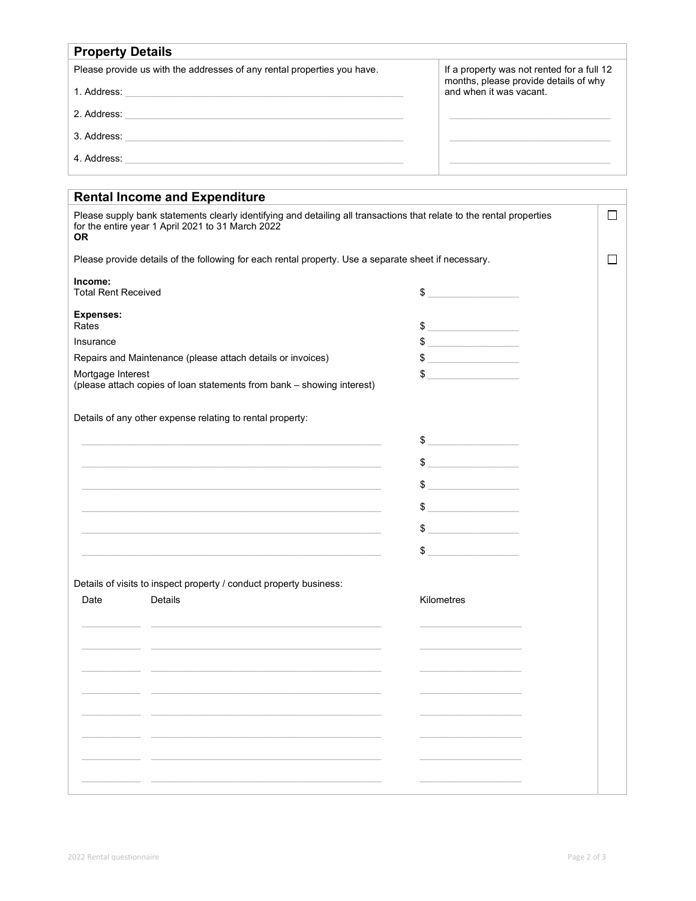## Property Details

| Please provide us with the addresses of any rental properties you have. | If a property was not rented for a full 12 months, please provide details of why and when it was vacant. |
|---|---|
| 1. Address: ______________________________ | |
| 2. Address: ______________________________ | ______________________________ |
| 3. Address: ______________________________ | ______________________________ |
| 4. Address: ______________________________ | ______________________________ |

## Rental Income and Expenditure

☐ Please supply bank statements clearly identifying and detailing all transactions that relate to the rental properties for the entire year 1 April 2021 to 31 March 2022
**OR**

☐ Please provide details of the following for each rental property. Use a separate sheet if necessary.

**Income:**

| | |
|---|---|
| Total Rent Received | $ __________ |

**Expenses:**

| | |
|---|---|
| Rates | $ __________ |
| Insurance | $ __________ |
| Repairs and Maintenance (please attach details or invoices) | $ __________ |
| Mortgage Interest (please attach copies of loan statements from bank – showing interest) | $ __________ |

Details of any other expense relating to rental property:

| | |
|---|---|
| ______________________________ | $ __________ |
| ______________________________ | $ __________ |
| ______________________________ | $ __________ |
| ______________________________ | $ __________ |
| ______________________________ | $ __________ |
| ______________________________ | $ __________ |

Details of visits to inspect property / conduct property business:

| Date | Details | Kilometres |
|---|---|---|
| | | |
| | | |
| | | |
| | | |
| | | |
| | | |
| | | |
| | | |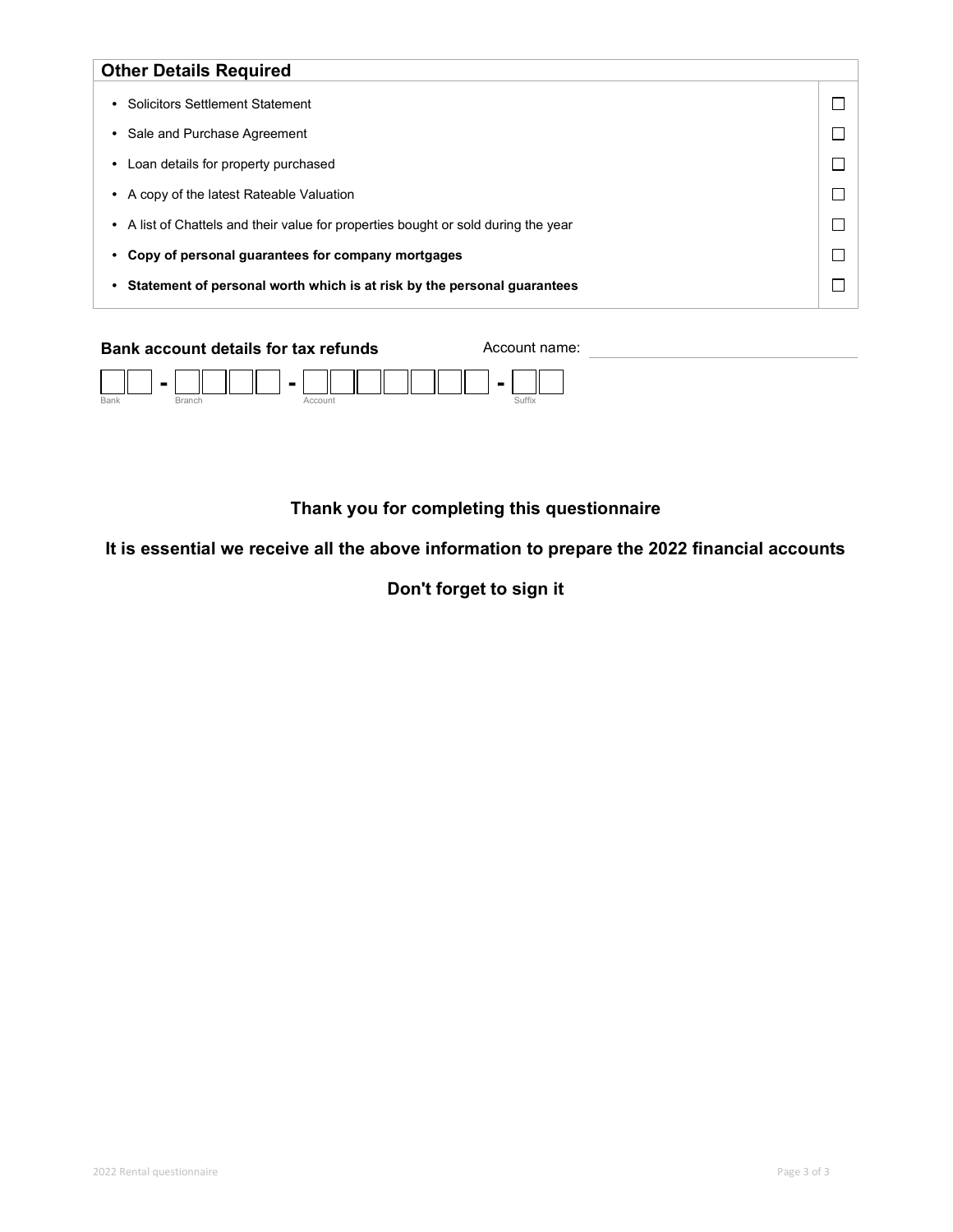## Other Details Required

| | |
|---|---|
| • Solicitors Settlement Statement | ☐ |
| • Sale and Purchase Agreement | ☐ |
| • Loan details for property purchased | ☐ |
| • A copy of the latest Rateable Valuation | ☐ |
| • A list of Chattels and their value for properties bought or sold during the year | ☐ |
| • **Copy of personal guarantees for company mortgages** | ☐ |
| • **Statement of personal worth which is at risk by the personal guarantees** | ☐ |

**Bank account details for tax refunds** Account name: ______________________

☐☐ - ☐☐☐☐ - ☐☐☐☐☐☐☐ - ☐☐

Bank Branch Account Suffix

**Thank you for completing this questionnaire**

**It is essential we receive all the above information to prepare the 2022 financial accounts**

**Don't forget to sign it**